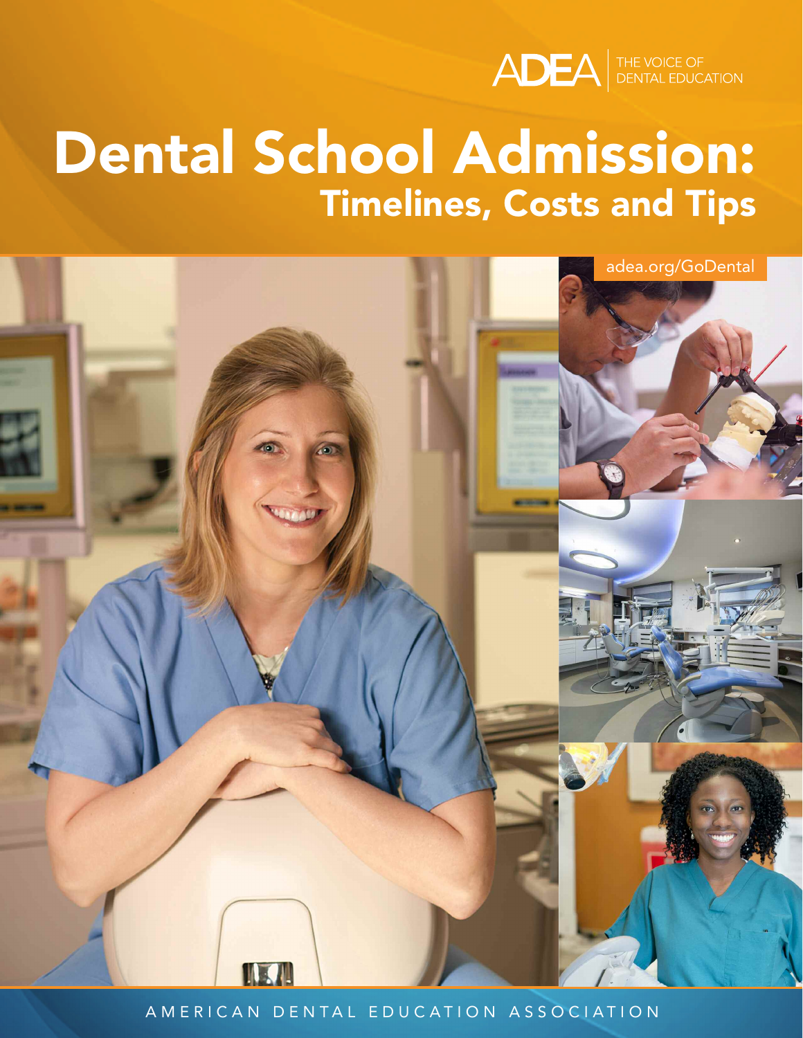ADEA | THE VOICE OF DENTAL EDUCATION

# Dental School Admission:
## Timelines, Costs and Tips

adea.org/GoDental

AMERICAN DENTAL EDUCATION ASSOCIATION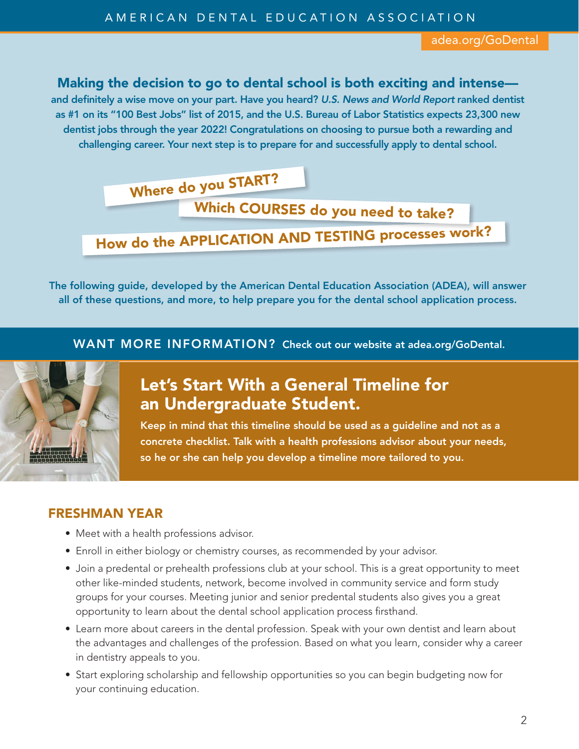AMERICAN DENTAL EDUCATION ASSOCIATION

adea.org/GoDental

**Making the decision to go to dental school is both exciting and intense—**
**and definitely a wise move on your part. Have you heard? *U.S. News and World Report* ranked dentist as #1 on its "100 Best Jobs" list of 2015, and the U.S. Bureau of Labor Statistics expects 23,300 new dentist jobs through the year 2022! Congratulations on choosing to pursue both a rewarding and challenging career. Your next step is to prepare for and successfully apply to dental school.**

**Where do you START?**

**Which COURSES do you need to take?**

**How do the APPLICATION AND TESTING processes work?**

**The following guide, developed by the American Dental Education Association (ADEA), will answer all of these questions, and more, to help prepare you for the dental school application process.**

**WANT MORE INFORMATION? Check out our website at adea.org/GoDental.**

## Let's Start With a General Timeline for an Undergraduate Student.

**Keep in mind that this timeline should be used as a guideline and not as a concrete checklist. Talk with a health professions advisor about your needs, so he or she can help you develop a timeline more tailored to you.**

### FRESHMAN YEAR

- Meet with a health professions advisor.
- Enroll in either biology or chemistry courses, as recommended by your advisor.
- Join a predental or prehealth professions club at your school. This is a great opportunity to meet other like-minded students, network, become involved in community service and form study groups for your courses. Meeting junior and senior predental students also gives you a great opportunity to learn about the dental school application process firsthand.
- Learn more about careers in the dental profession. Speak with your own dentist and learn about the advantages and challenges of the profession. Based on what you learn, consider why a career in dentistry appeals to you.
- Start exploring scholarship and fellowship opportunities so you can begin budgeting now for your continuing education.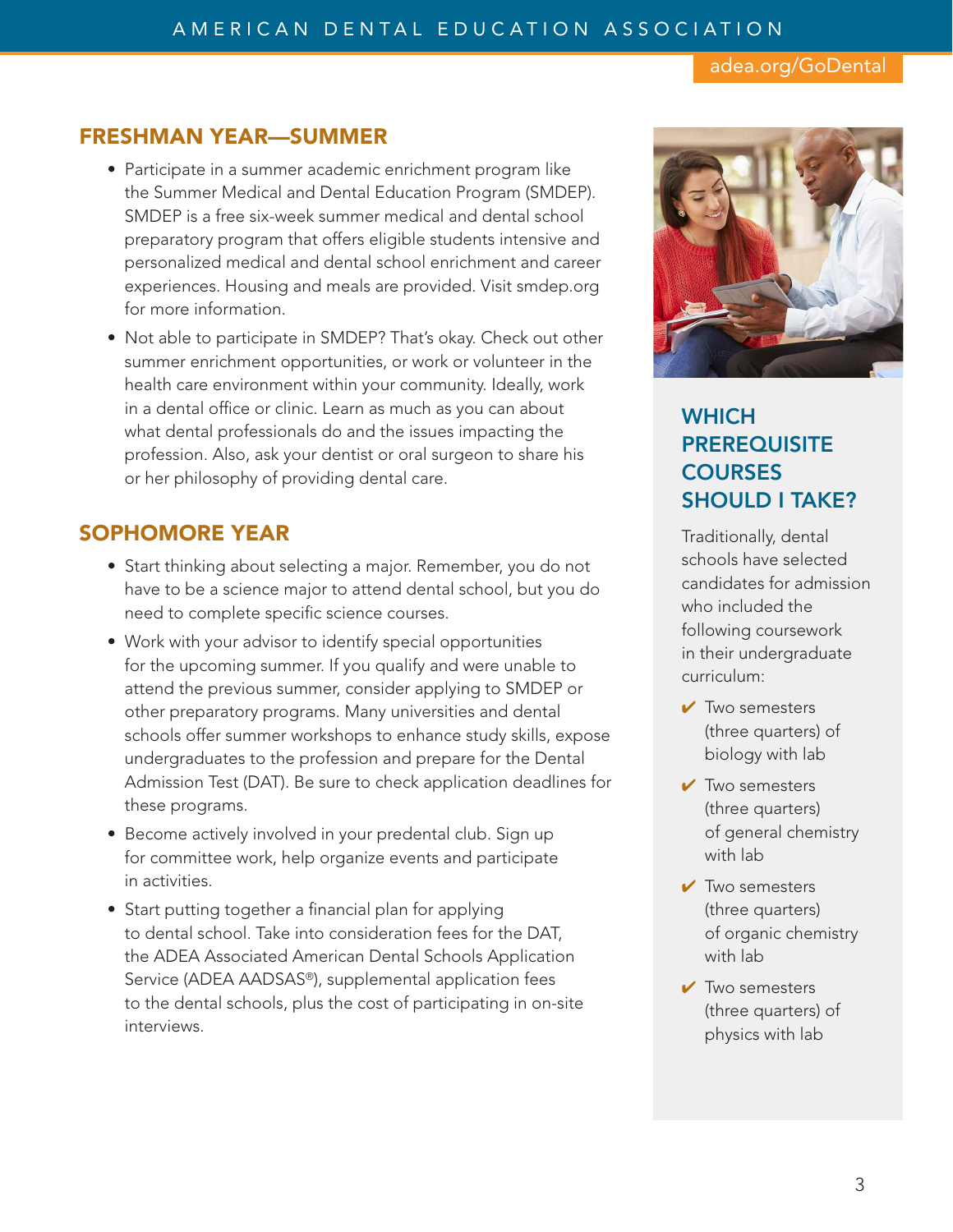## FRESHMAN YEAR—SUMMER

- Participate in a summer academic enrichment program like the Summer Medical and Dental Education Program (SMDEP). SMDEP is a free six-week summer medical and dental school preparatory program that offers eligible students intensive and personalized medical and dental school enrichment and career experiences. Housing and meals are provided. Visit smdep.org for more information.
- Not able to participate in SMDEP? That's okay. Check out other summer enrichment opportunities, or work or volunteer in the health care environment within your community. Ideally, work in a dental office or clinic. Learn as much as you can about what dental professionals do and the issues impacting the profession. Also, ask your dentist or oral surgeon to share his or her philosophy of providing dental care.

## SOPHOMORE YEAR

- Start thinking about selecting a major. Remember, you do not have to be a science major to attend dental school, but you do need to complete specific science courses.
- Work with your advisor to identify special opportunities for the upcoming summer. If you qualify and were unable to attend the previous summer, consider applying to SMDEP or other preparatory programs. Many universities and dental schools offer summer workshops to enhance study skills, expose undergraduates to the profession and prepare for the Dental Admission Test (DAT). Be sure to check application deadlines for these programs.
- Become actively involved in your predental club. Sign up for committee work, help organize events and participate in activities.
- Start putting together a financial plan for applying to dental school. Take into consideration fees for the DAT, the ADEA Associated American Dental Schools Application Service (ADEA AADSAS®), supplemental application fees to the dental schools, plus the cost of participating in on-site interviews.

## WHICH PREREQUISITE COURSES SHOULD I TAKE?

Traditionally, dental schools have selected candidates for admission who included the following coursework in their undergraduate curriculum:

- ✔ Two semesters (three quarters) of biology with lab
- ✔ Two semesters (three quarters) of general chemistry with lab
- ✔ Two semesters (three quarters) of organic chemistry with lab
- ✔ Two semesters (three quarters) of physics with lab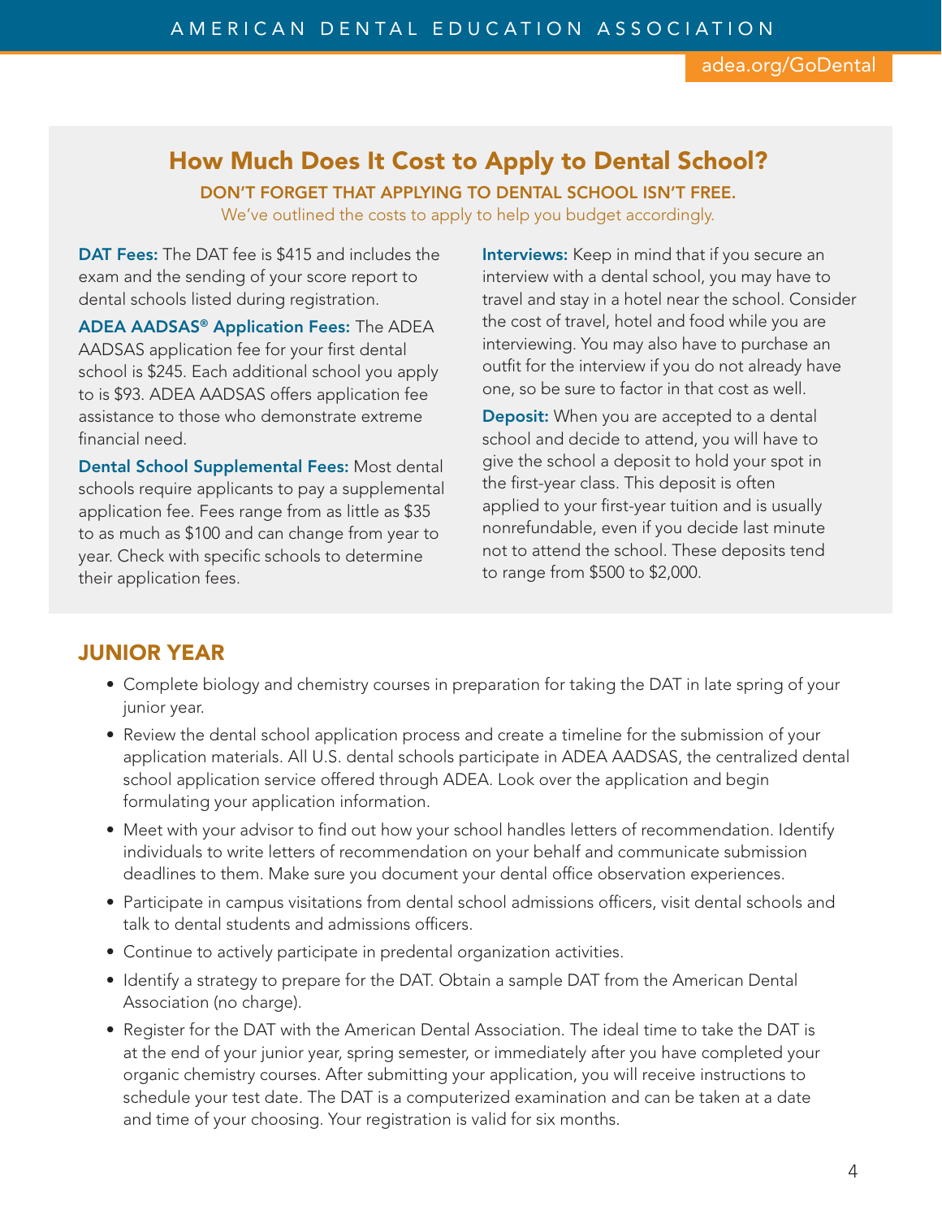## How Much Does It Cost to Apply to Dental School?

**DON'T FORGET THAT APPLYING TO DENTAL SCHOOL ISN'T FREE.**

We've outlined the costs to apply to help you budget accordingly.

**DAT Fees:** The DAT fee is $415 and includes the exam and the sending of your score report to dental schools listed during registration.

**ADEA AADSAS® Application Fees:** The ADEA AADSAS application fee for your first dental school is $245. Each additional school you apply to is $93. ADEA AADSAS offers application fee assistance to those who demonstrate extreme financial need.

**Dental School Supplemental Fees:** Most dental schools require applicants to pay a supplemental application fee. Fees range from as little as $35 to as much as $100 and can change from year to year. Check with specific schools to determine their application fees.

**Interviews:** Keep in mind that if you secure an interview with a dental school, you may have to travel and stay in a hotel near the school. Consider the cost of travel, hotel and food while you are interviewing. You may also have to purchase an outfit for the interview if you do not already have one, so be sure to factor in that cost as well.

**Deposit:** When you are accepted to a dental school and decide to attend, you will have to give the school a deposit to hold your spot in the first-year class. This deposit is often applied to your first-year tuition and is usually nonrefundable, even if you decide last minute not to attend the school. These deposits tend to range from $500 to $2,000.

## JUNIOR YEAR

- Complete biology and chemistry courses in preparation for taking the DAT in late spring of your junior year.
- Review the dental school application process and create a timeline for the submission of your application materials. All U.S. dental schools participate in ADEA AADSAS, the centralized dental school application service offered through ADEA. Look over the application and begin formulating your application information.
- Meet with your advisor to find out how your school handles letters of recommendation. Identify individuals to write letters of recommendation on your behalf and communicate submission deadlines to them. Make sure you document your dental office observation experiences.
- Participate in campus visitations from dental school admissions officers, visit dental schools and talk to dental students and admissions officers.
- Continue to actively participate in predental organization activities.
- Identify a strategy to prepare for the DAT. Obtain a sample DAT from the American Dental Association (no charge).
- Register for the DAT with the American Dental Association. The ideal time to take the DAT is at the end of your junior year, spring semester, or immediately after you have completed your organic chemistry courses. After submitting your application, you will receive instructions to schedule your test date. The DAT is a computerized examination and can be taken at a date and time of your choosing. Your registration is valid for six months.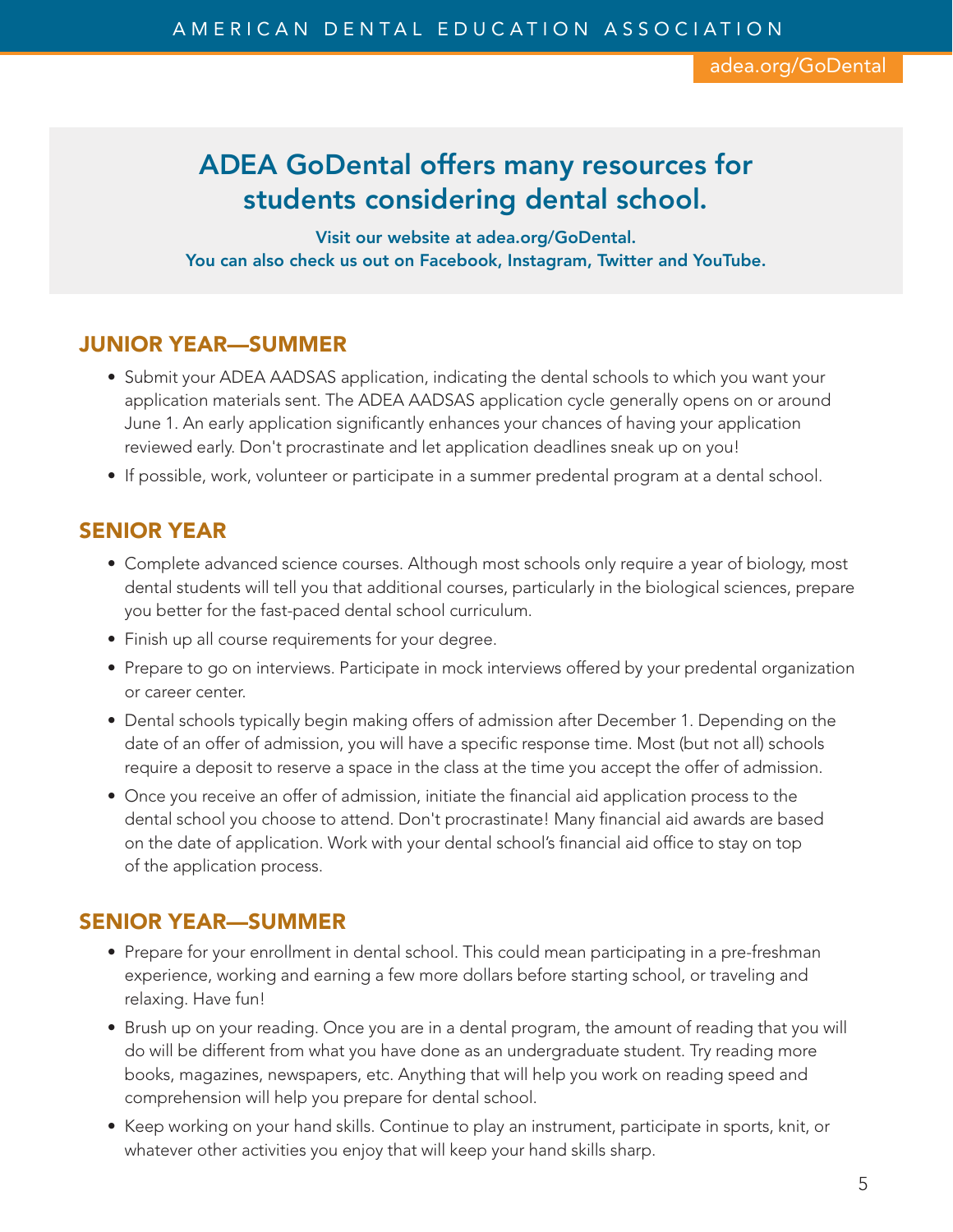## ADEA GoDental offers many resources for students considering dental school.

**Visit our website at adea.org/GoDental.**
**You can also check us out on Facebook, Instagram, Twitter and YouTube.**

### JUNIOR YEAR—SUMMER

- Submit your ADEA AADSAS application, indicating the dental schools to which you want your application materials sent. The ADEA AADSAS application cycle generally opens on or around June 1. An early application significantly enhances your chances of having your application reviewed early. Don't procrastinate and let application deadlines sneak up on you!
- If possible, work, volunteer or participate in a summer predental program at a dental school.

### SENIOR YEAR

- Complete advanced science courses. Although most schools only require a year of biology, most dental students will tell you that additional courses, particularly in the biological sciences, prepare you better for the fast-paced dental school curriculum.
- Finish up all course requirements for your degree.
- Prepare to go on interviews. Participate in mock interviews offered by your predental organization or career center.
- Dental schools typically begin making offers of admission after December 1. Depending on the date of an offer of admission, you will have a specific response time. Most (but not all) schools require a deposit to reserve a space in the class at the time you accept the offer of admission.
- Once you receive an offer of admission, initiate the financial aid application process to the dental school you choose to attend. Don't procrastinate! Many financial aid awards are based on the date of application. Work with your dental school's financial aid office to stay on top of the application process.

### SENIOR YEAR—SUMMER

- Prepare for your enrollment in dental school. This could mean participating in a pre-freshman experience, working and earning a few more dollars before starting school, or traveling and relaxing. Have fun!
- Brush up on your reading. Once you are in a dental program, the amount of reading that you will do will be different from what you have done as an undergraduate student. Try reading more books, magazines, newspapers, etc. Anything that will help you work on reading speed and comprehension will help you prepare for dental school.
- Keep working on your hand skills. Continue to play an instrument, participate in sports, knit, or whatever other activities you enjoy that will keep your hand skills sharp.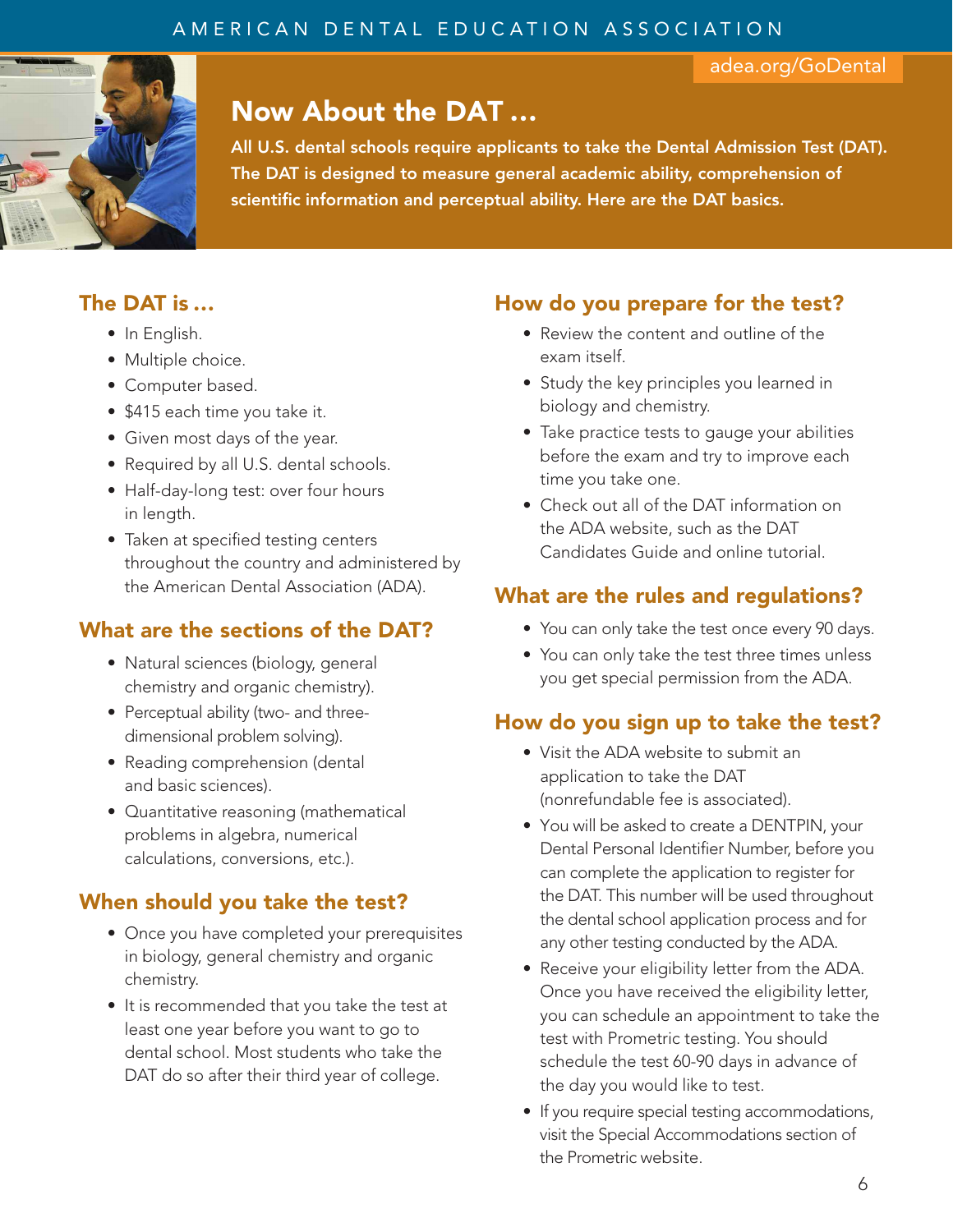# Now About the DAT ...

**All U.S. dental schools require applicants to take the Dental Admission Test (DAT). The DAT is designed to measure general academic ability, comprehension of scientific information and perceptual ability. Here are the DAT basics.**

adea.org/GoDental

## The DAT is ...

- In English.
- Multiple choice.
- Computer based.
- $415 each time you take it.
- Given most days of the year.
- Required by all U.S. dental schools.
- Half-day-long test: over four hours in length.
- Taken at specified testing centers throughout the country and administered by the American Dental Association (ADA).

## What are the sections of the DAT?

- Natural sciences (biology, general chemistry and organic chemistry).
- Perceptual ability (two- and three-dimensional problem solving).
- Reading comprehension (dental and basic sciences).
- Quantitative reasoning (mathematical problems in algebra, numerical calculations, conversions, etc.).

## When should you take the test?

- Once you have completed your prerequisites in biology, general chemistry and organic chemistry.
- It is recommended that you take the test at least one year before you want to go to dental school. Most students who take the DAT do so after their third year of college.

## How do you prepare for the test?

- Review the content and outline of the exam itself.
- Study the key principles you learned in biology and chemistry.
- Take practice tests to gauge your abilities before the exam and try to improve each time you take one.
- Check out all of the DAT information on the ADA website, such as the DAT Candidates Guide and online tutorial.

## What are the rules and regulations?

- You can only take the test once every 90 days.
- You can only take the test three times unless you get special permission from the ADA.

## How do you sign up to take the test?

- Visit the ADA website to submit an application to take the DAT (nonrefundable fee is associated).
- You will be asked to create a DENTPIN, your Dental Personal Identifier Number, before you can complete the application to register for the DAT. This number will be used throughout the dental school application process and for any other testing conducted by the ADA.
- Receive your eligibility letter from the ADA. Once you have received the eligibility letter, you can schedule an appointment to take the test with Prometric testing. You should schedule the test 60-90 days in advance of the day you would like to test.
- If you require special testing accommodations, visit the Special Accommodations section of the Prometric website.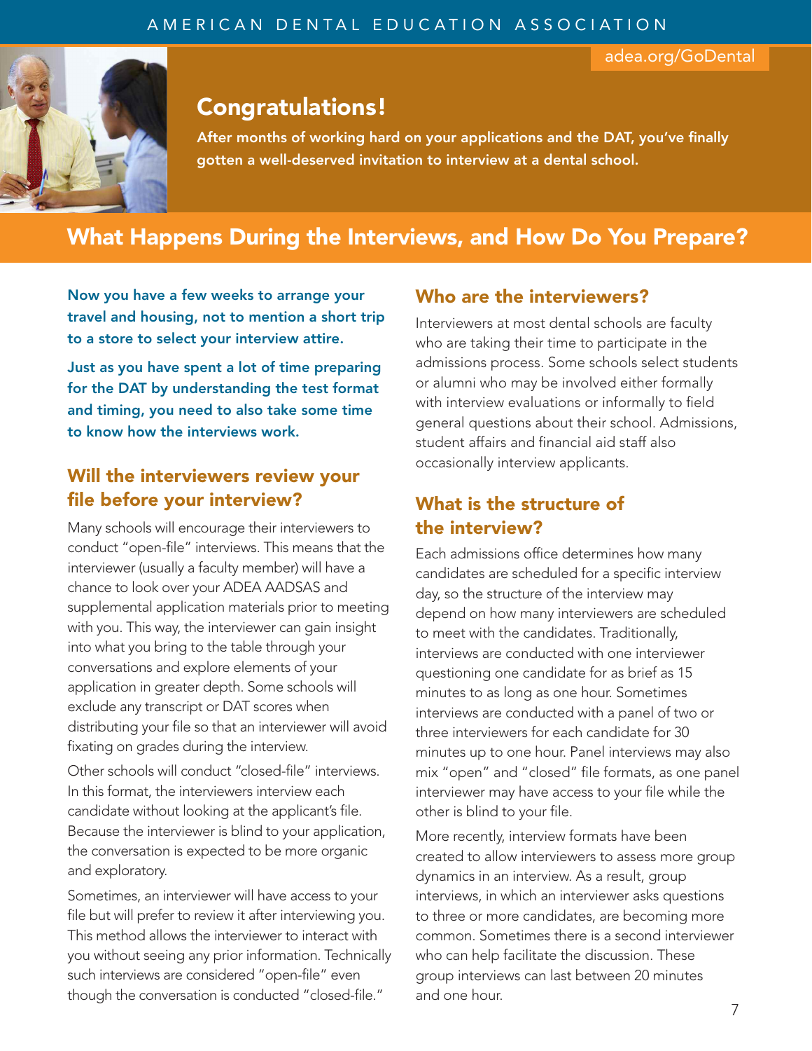AMERICAN DENTAL EDUCATION ASSOCIATION

adea.org/GoDental

## Congratulations!

**After months of working hard on your applications and the DAT, you've finally gotten a well-deserved invitation to interview at a dental school.**

# What Happens During the Interviews, and How Do You Prepare?

**Now you have a few weeks to arrange your travel and housing, not to mention a short trip to a store to select your interview attire.**

**Just as you have spent a lot of time preparing for the DAT by understanding the test format and timing, you need to also take some time to know how the interviews work.**

## Will the interviewers review your file before your interview?

Many schools will encourage their interviewers to conduct "open-file" interviews. This means that the interviewer (usually a faculty member) will have a chance to look over your ADEA AADSAS and supplemental application materials prior to meeting with you. This way, the interviewer can gain insight into what you bring to the table through your conversations and explore elements of your application in greater depth. Some schools will exclude any transcript or DAT scores when distributing your file so that an interviewer will avoid fixating on grades during the interview.

Other schools will conduct "closed-file" interviews. In this format, the interviewers interview each candidate without looking at the applicant's file. Because the interviewer is blind to your application, the conversation is expected to be more organic and exploratory.

Sometimes, an interviewer will have access to your file but will prefer to review it after interviewing you. This method allows the interviewer to interact with you without seeing any prior information. Technically such interviews are considered "open-file" even though the conversation is conducted "closed-file."

## Who are the interviewers?

Interviewers at most dental schools are faculty who are taking their time to participate in the admissions process. Some schools select students or alumni who may be involved either formally with interview evaluations or informally to field general questions about their school. Admissions, student affairs and financial aid staff also occasionally interview applicants.

## What is the structure of the interview?

Each admissions office determines how many candidates are scheduled for a specific interview day, so the structure of the interview may depend on how many interviewers are scheduled to meet with the candidates. Traditionally, interviews are conducted with one interviewer questioning one candidate for as brief as 15 minutes to as long as one hour. Sometimes interviews are conducted with a panel of two or three interviewers for each candidate for 30 minutes up to one hour. Panel interviews may also mix "open" and "closed" file formats, as one panel interviewer may have access to your file while the other is blind to your file.

More recently, interview formats have been created to allow interviewers to assess more group dynamics in an interview. As a result, group interviews, in which an interviewer asks questions to three or more candidates, are becoming more common. Sometimes there is a second interviewer who can help facilitate the discussion. These group interviews can last between 20 minutes and one hour.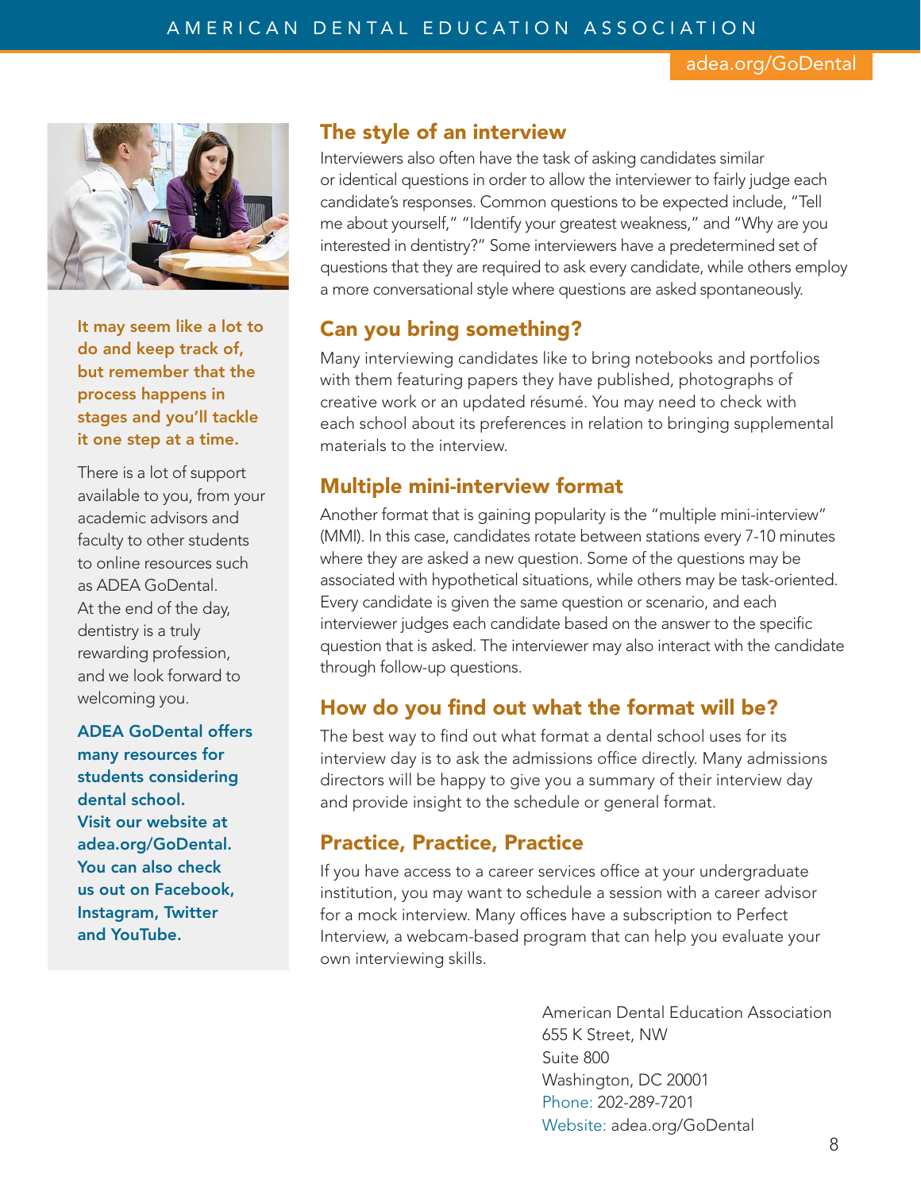**It may seem like a lot to do and keep track of, but remember that the process happens in stages and you'll tackle it one step at a time.**

There is a lot of support available to you, from your academic advisors and faculty to other students to online resources such as ADEA GoDental. At the end of the day, dentistry is a truly rewarding profession, and we look forward to welcoming you.

**ADEA GoDental offers many resources for students considering dental school. Visit our website at adea.org/GoDental. You can also check us out on Facebook, Instagram, Twitter and YouTube.**

## The style of an interview

Interviewers also often have the task of asking candidates similar or identical questions in order to allow the interviewer to fairly judge each candidate's responses. Common questions to be expected include, "Tell me about yourself," "Identify your greatest weakness," and "Why are you interested in dentistry?" Some interviewers have a predetermined set of questions that they are required to ask every candidate, while others employ a more conversational style where questions are asked spontaneously.

## Can you bring something?

Many interviewing candidates like to bring notebooks and portfolios with them featuring papers they have published, photographs of creative work or an updated résumé. You may need to check with each school about its preferences in relation to bringing supplemental materials to the interview.

## Multiple mini-interview format

Another format that is gaining popularity is the "multiple mini-interview" (MMI). In this case, candidates rotate between stations every 7-10 minutes where they are asked a new question. Some of the questions may be associated with hypothetical situations, while others may be task-oriented. Every candidate is given the same question or scenario, and each interviewer judges each candidate based on the answer to the specific question that is asked. The interviewer may also interact with the candidate through follow-up questions.

## How do you find out what the format will be?

The best way to find out what format a dental school uses for its interview day is to ask the admissions office directly. Many admissions directors will be happy to give you a summary of their interview day and provide insight to the schedule or general format.

## Practice, Practice, Practice

If you have access to a career services office at your undergraduate institution, you may want to schedule a session with a career advisor for a mock interview. Many offices have a subscription to Perfect Interview, a webcam-based program that can help you evaluate your own interviewing skills.

American Dental Education Association
655 K Street, NW
Suite 800
Washington, DC 20001
Phone: 202-289-7201
Website: adea.org/GoDental